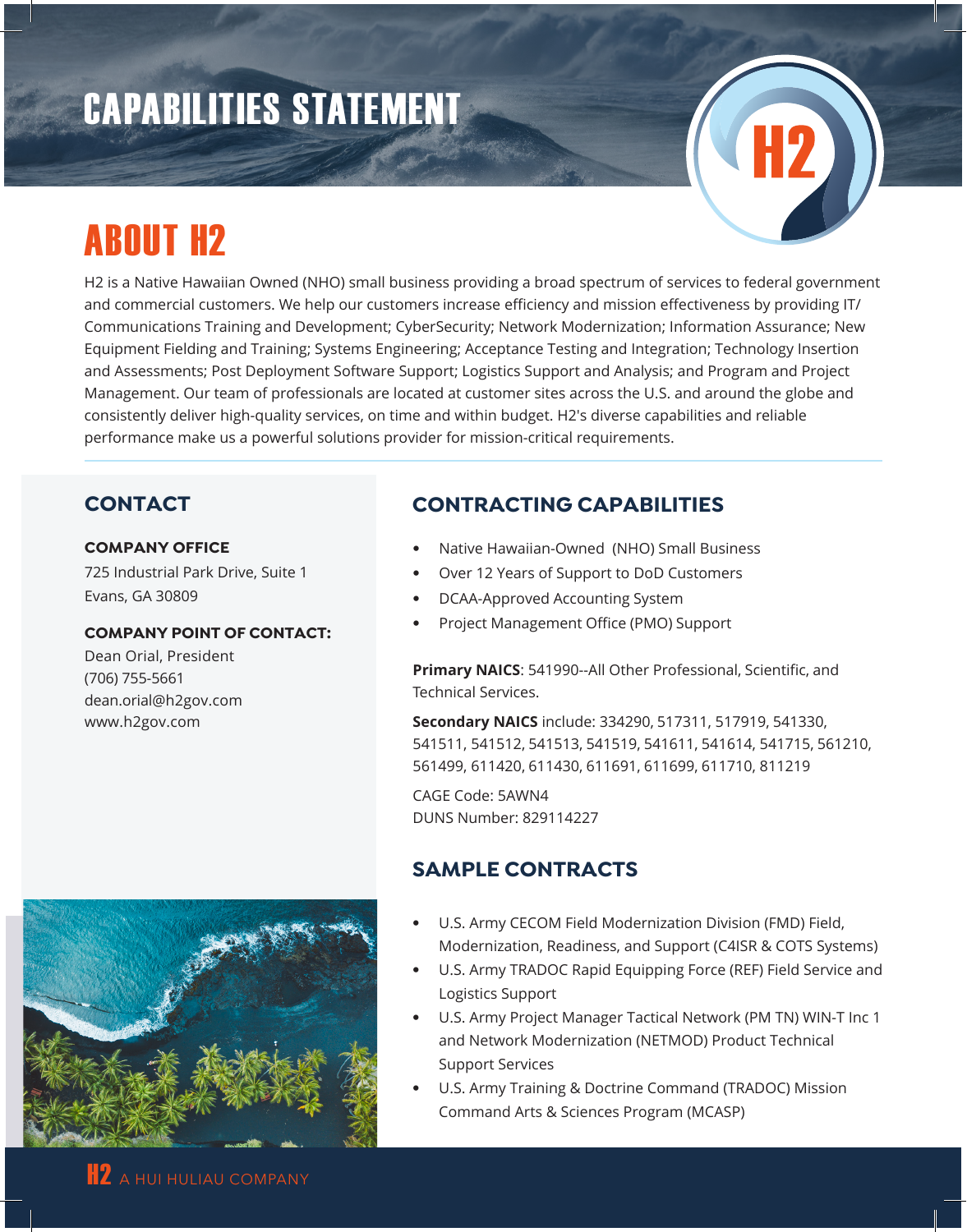# CAPABILITIES STATEMENT

H2

## ABOUT H2

H2 is a Native Hawaiian Owned (NHO) small business providing a broad spectrum of services to federal government and commercial customers. We help our customers increase efficiency and mission effectiveness by providing IT/ Communications Training and Development; CyberSecurity; Network Modernization; Information Assurance; New Equipment Fielding and Training; Systems Engineering; Acceptance Testing and Integration; Technology Insertion and Assessments; Post Deployment Software Support; Logistics Support and Analysis; and Program and Project Management. Our team of professionals are located at customer sites across the U.S. and around the globe and consistently deliver high-quality services, on time and within budget. H2's diverse capabilities and reliable performance make us a powerful solutions provider for mission-critical requirements.

## CONTACT

**COMPANY OFFICE**
725 Industrial Park Drive, Suite 1
Evans, GA 30809

**COMPANY POINT OF CONTACT:**
Dean Orial, President
(706) 755-5661
dean.orial@h2gov.com
www.h2gov.com

## CONTRACTING CAPABILITIES

- Native Hawaiian-Owned (NHO) Small Business
- Over 12 Years of Support to DoD Customers
- DCAA-Approved Accounting System
- Project Management Office (PMO) Support

**Primary NAICS**: 541990--All Other Professional, Scientific, and Technical Services.

**Secondary NAICS** include: 334290, 517311, 517919, 541330, 541511, 541512, 541513, 541519, 541611, 541614, 541715, 561210, 561499, 611420, 611430, 611691, 611699, 611710, 811219

CAGE Code: 5AWN4
DUNS Number: 829114227

## SAMPLE CONTRACTS

- U.S. Army CECOM Field Modernization Division (FMD) Field, Modernization, Readiness, and Support (C4ISR & COTS Systems)
- U.S. Army TRADOC Rapid Equipping Force (REF) Field Service and Logistics Support
- U.S. Army Project Manager Tactical Network (PM TN) WIN-T Inc 1 and Network Modernization (NETMOD) Product Technical Support Services
- U.S. Army Training & Doctrine Command (TRADOC) Mission Command Arts & Sciences Program (MCASP)

H2 A HUI HULIAU COMPANY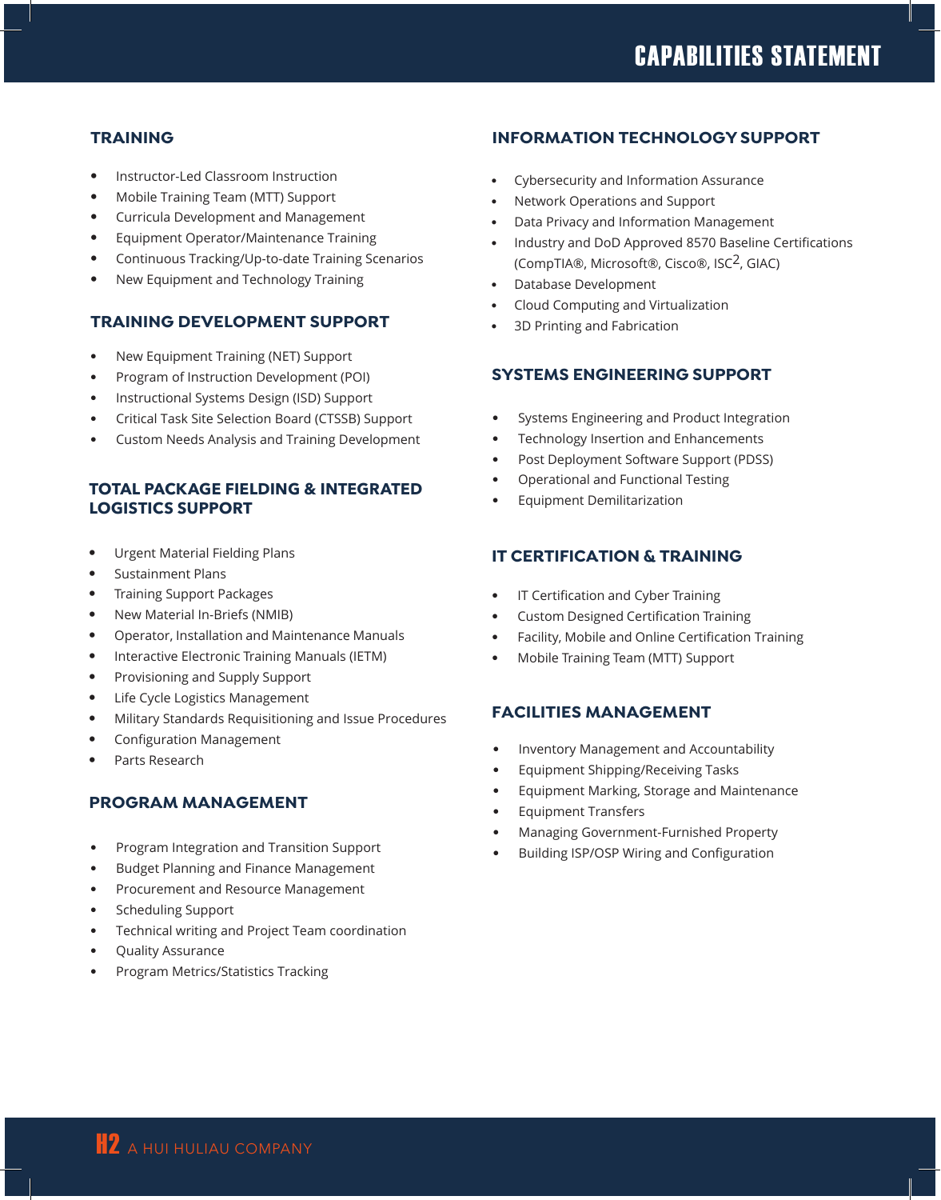# CAPABILITIES STATEMENT

## TRAINING

- Instructor-Led Classroom Instruction
- Mobile Training Team (MTT) Support
- Curricula Development and Management
- Equipment Operator/Maintenance Training
- Continuous Tracking/Up-to-date Training Scenarios
- New Equipment and Technology Training

## TRAINING DEVELOPMENT SUPPORT

- New Equipment Training (NET) Support
- Program of Instruction Development (POI)
- Instructional Systems Design (ISD) Support
- Critical Task Site Selection Board (CTSSB) Support
- Custom Needs Analysis and Training Development

## TOTAL PACKAGE FIELDING & INTEGRATED LOGISTICS SUPPORT

- Urgent Material Fielding Plans
- Sustainment Plans
- Training Support Packages
- New Material In-Briefs (NMIB)
- Operator, Installation and Maintenance Manuals
- Interactive Electronic Training Manuals (IETM)
- Provisioning and Supply Support
- Life Cycle Logistics Management
- Military Standards Requisitioning and Issue Procedures
- Configuration Management
- Parts Research

## PROGRAM MANAGEMENT

- Program Integration and Transition Support
- Budget Planning and Finance Management
- Procurement and Resource Management
- Scheduling Support
- Technical writing and Project Team coordination
- Quality Assurance
- Program Metrics/Statistics Tracking

## INFORMATION TECHNOLOGY SUPPORT

- Cybersecurity and Information Assurance
- Network Operations and Support
- Data Privacy and Information Management
- Industry and DoD Approved 8570 Baseline Certifications (CompTIA®, Microsoft®, Cisco®, ISC2, GIAC)
- Database Development
- Cloud Computing and Virtualization
- 3D Printing and Fabrication

## SYSTEMS ENGINEERING SUPPORT

- Systems Engineering and Product Integration
- Technology Insertion and Enhancements
- Post Deployment Software Support (PDSS)
- Operational and Functional Testing
- Equipment Demilitarization

## IT CERTIFICATION & TRAINING

- IT Certification and Cyber Training
- Custom Designed Certification Training
- Facility, Mobile and Online Certification Training
- Mobile Training Team (MTT) Support

## FACILITIES MANAGEMENT

- Inventory Management and Accountability
- Equipment Shipping/Receiving Tasks
- Equipment Marking, Storage and Maintenance
- Equipment Transfers
- Managing Government-Furnished Property
- Building ISP/OSP Wiring and Configuration

H2 A HUI HULIAU COMPANY